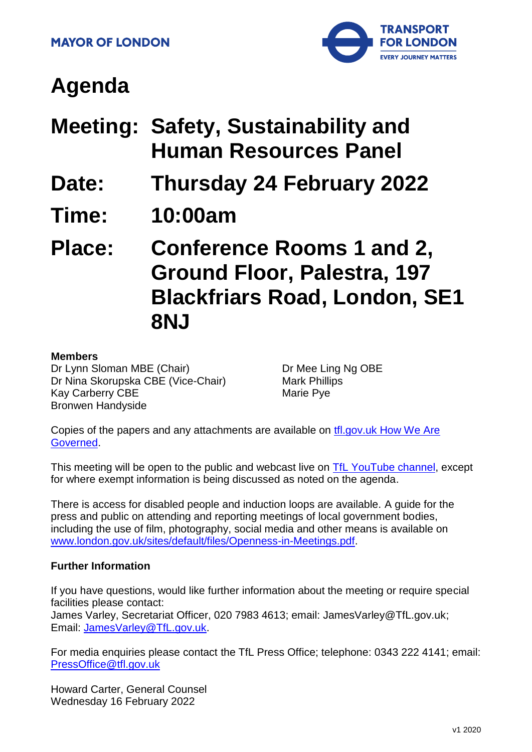MAYOR OF LONDON

TRANSPORT FOR LONDON
EVERY JOURNEY MATTERS

# Agenda

## Meeting: Safety, Sustainability and Human Resources Panel

## Date: Thursday 24 February 2022

## Time: 10:00am

## Place: Conference Rooms 1 and 2, Ground Floor, Palestra, 197 Blackfriars Road, London, SE1 8NJ

**Members**

Dr Lynn Sloman MBE (Chair)
Dr Nina Skorupska CBE (Vice-Chair)
Kay Carberry CBE
Bronwen Handyside
Dr Mee Ling Ng OBE
Mark Phillips
Marie Pye

Copies of the papers and any attachments are available on tfl.gov.uk How We Are Governed.

This meeting will be open to the public and webcast live on TfL YouTube channel, except for where exempt information is being discussed as noted on the agenda.

There is access for disabled people and induction loops are available. A guide for the press and public on attending and reporting meetings of local government bodies, including the use of film, photography, social media and other means is available on www.london.gov.uk/sites/default/files/Openness-in-Meetings.pdf.

**Further Information**

If you have questions, would like further information about the meeting or require special facilities please contact:
James Varley, Secretariat Officer, 020 7983 4613; email: JamesVarley@TfL.gov.uk;
Email: JamesVarley@TfL.gov.uk.

For media enquiries please contact the TfL Press Office; telephone: 0343 222 4141; email: PressOffice@tfl.gov.uk

Howard Carter, General Counsel
Wednesday 16 February 2022

v1 2020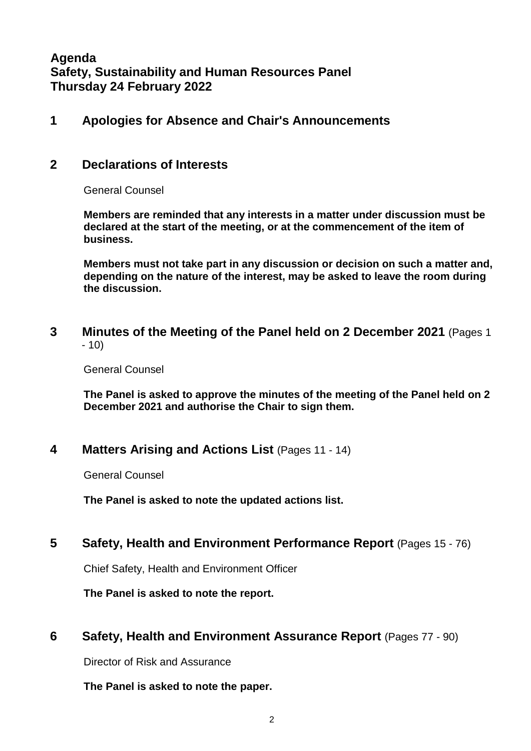# Agenda
# Safety, Sustainability and Human Resources Panel
# Thursday 24 February 2022

## 1 Apologies for Absence and Chair's Announcements

## 2 Declarations of Interests

General Counsel

**Members are reminded that any interests in a matter under discussion must be declared at the start of the meeting, or at the commencement of the item of business.**

**Members must not take part in any discussion or decision on such a matter and, depending on the nature of the interest, may be asked to leave the room during the discussion.**

## 3 Minutes of the Meeting of the Panel held on 2 December 2021 (Pages 1 - 10)

General Counsel

**The Panel is asked to approve the minutes of the meeting of the Panel held on 2 December 2021 and authorise the Chair to sign them.**

## 4 Matters Arising and Actions List (Pages 11 - 14)

General Counsel

**The Panel is asked to note the updated actions list.**

## 5 Safety, Health and Environment Performance Report (Pages 15 - 76)

Chief Safety, Health and Environment Officer

**The Panel is asked to note the report.**

## 6 Safety, Health and Environment Assurance Report (Pages 77 - 90)

Director of Risk and Assurance

**The Panel is asked to note the paper.**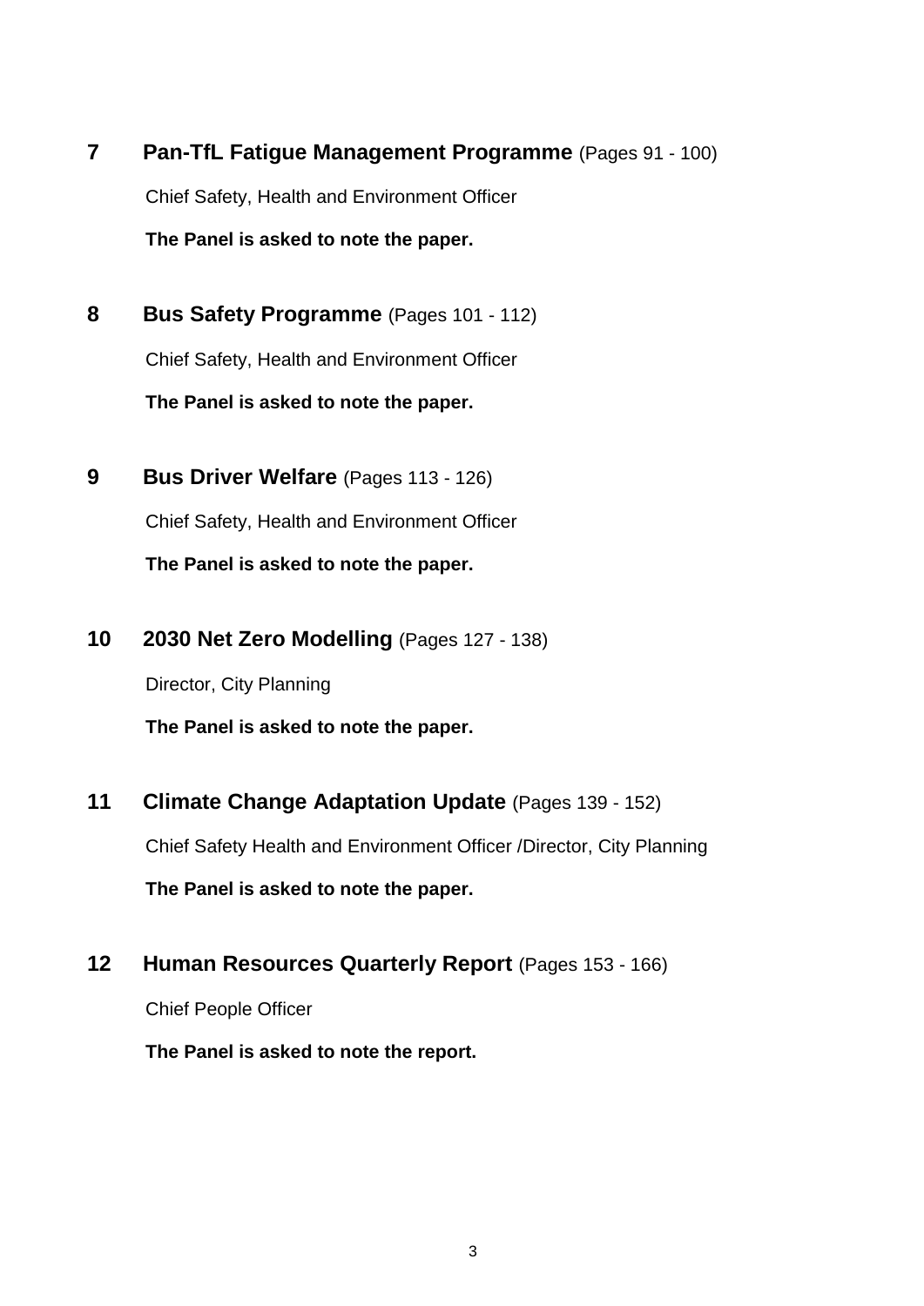**7 Pan-TfL Fatigue Management Programme** (Pages 91 - 100)

Chief Safety, Health and Environment Officer

**The Panel is asked to note the paper.**

**8 Bus Safety Programme** (Pages 101 - 112)

Chief Safety, Health and Environment Officer

**The Panel is asked to note the paper.**

**9 Bus Driver Welfare** (Pages 113 - 126)

Chief Safety, Health and Environment Officer

**The Panel is asked to note the paper.**

**10 2030 Net Zero Modelling** (Pages 127 - 138)

Director, City Planning

**The Panel is asked to note the paper.**

**11 Climate Change Adaptation Update** (Pages 139 - 152)

Chief Safety Health and Environment Officer /Director, City Planning

**The Panel is asked to note the paper.**

**12 Human Resources Quarterly Report** (Pages 153 - 166)

Chief People Officer

**The Panel is asked to note the report.**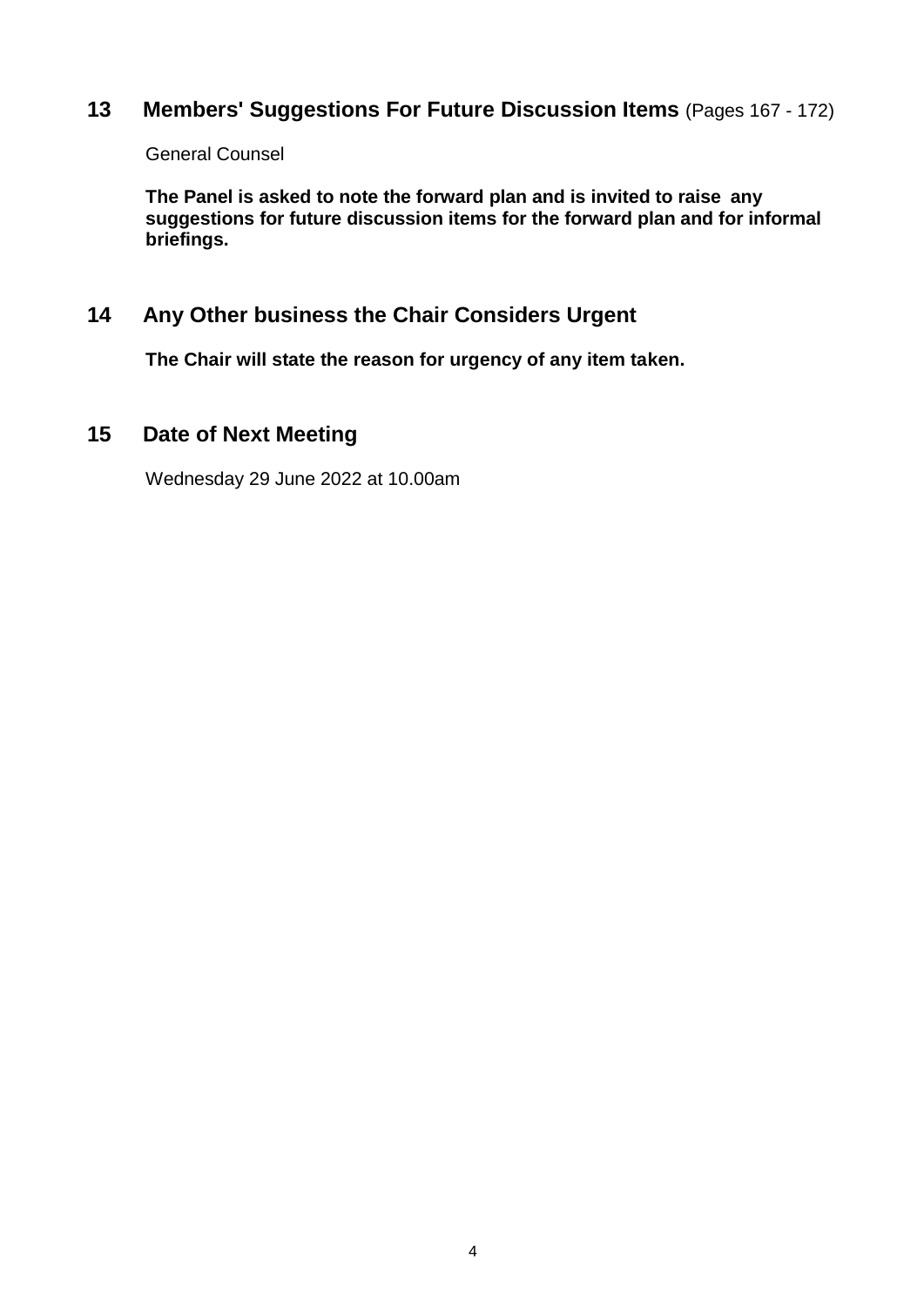## 13 Members' Suggestions For Future Discussion Items (Pages 167 - 172)

General Counsel

**The Panel is asked to note the forward plan and is invited to raise any suggestions for future discussion items for the forward plan and for informal briefings.**

## 14 Any Other business the Chair Considers Urgent

**The Chair will state the reason for urgency of any item taken.**

## 15 Date of Next Meeting

Wednesday 29 June 2022 at 10.00am